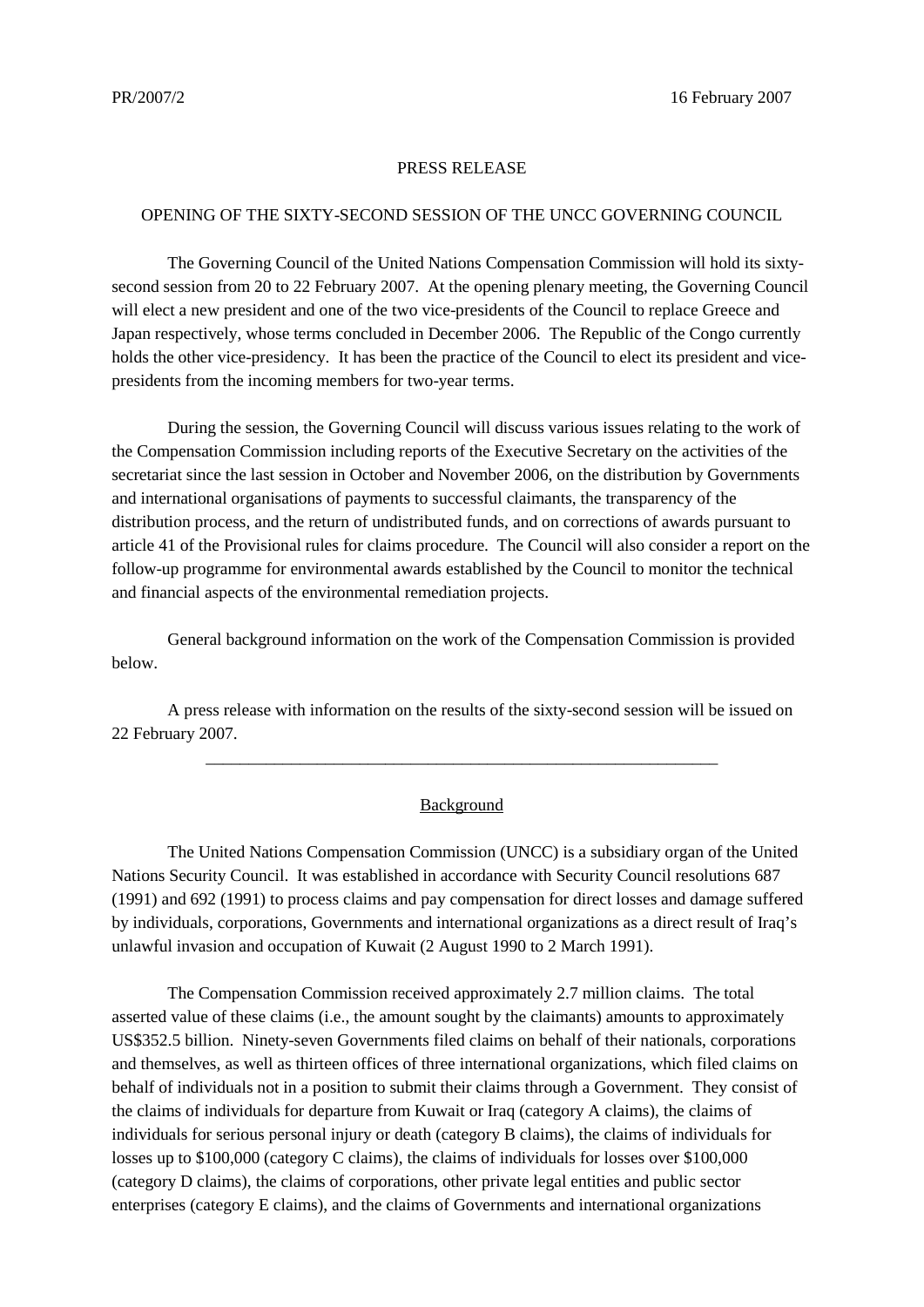PR/2007/2 16 February 2007

PRESS RELEASE

OPENING OF THE SIXTY-SECOND SESSION OF THE UNCC GOVERNING COUNCIL

The Governing Council of the United Nations Compensation Commission will hold its sixty-second session from 20 to 22 February 2007. At the opening plenary meeting, the Governing Council will elect a new president and one of the two vice-presidents of the Council to replace Greece and Japan respectively, whose terms concluded in December 2006. The Republic of the Congo currently holds the other vice-presidency. It has been the practice of the Council to elect its president and vice-presidents from the incoming members for two-year terms.

During the session, the Governing Council will discuss various issues relating to the work of the Compensation Commission including reports of the Executive Secretary on the activities of the secretariat since the last session in October and November 2006, on the distribution by Governments and international organisations of payments to successful claimants, the transparency of the distribution process, and the return of undistributed funds, and on corrections of awards pursuant to article 41 of the Provisional rules for claims procedure. The Council will also consider a report on the follow-up programme for environmental awards established by the Council to monitor the technical and financial aspects of the environmental remediation projects.

General background information on the work of the Compensation Commission is provided below.

A press release with information on the results of the sixty-second session will be issued on 22 February 2007.

---

Background

The United Nations Compensation Commission (UNCC) is a subsidiary organ of the United Nations Security Council. It was established in accordance with Security Council resolutions 687 (1991) and 692 (1991) to process claims and pay compensation for direct losses and damage suffered by individuals, corporations, Governments and international organizations as a direct result of Iraq's unlawful invasion and occupation of Kuwait (2 August 1990 to 2 March 1991).

The Compensation Commission received approximately 2.7 million claims. The total asserted value of these claims (i.e., the amount sought by the claimants) amounts to approximately US$352.5 billion. Ninety-seven Governments filed claims on behalf of their nationals, corporations and themselves, as well as thirteen offices of three international organizations, which filed claims on behalf of individuals not in a position to submit their claims through a Government. They consist of the claims of individuals for departure from Kuwait or Iraq (category A claims), the claims of individuals for serious personal injury or death (category B claims), the claims of individuals for losses up to $100,000 (category C claims), the claims of individuals for losses over $100,000 (category D claims), the claims of corporations, other private legal entities and public sector enterprises (category E claims), and the claims of Governments and international organizations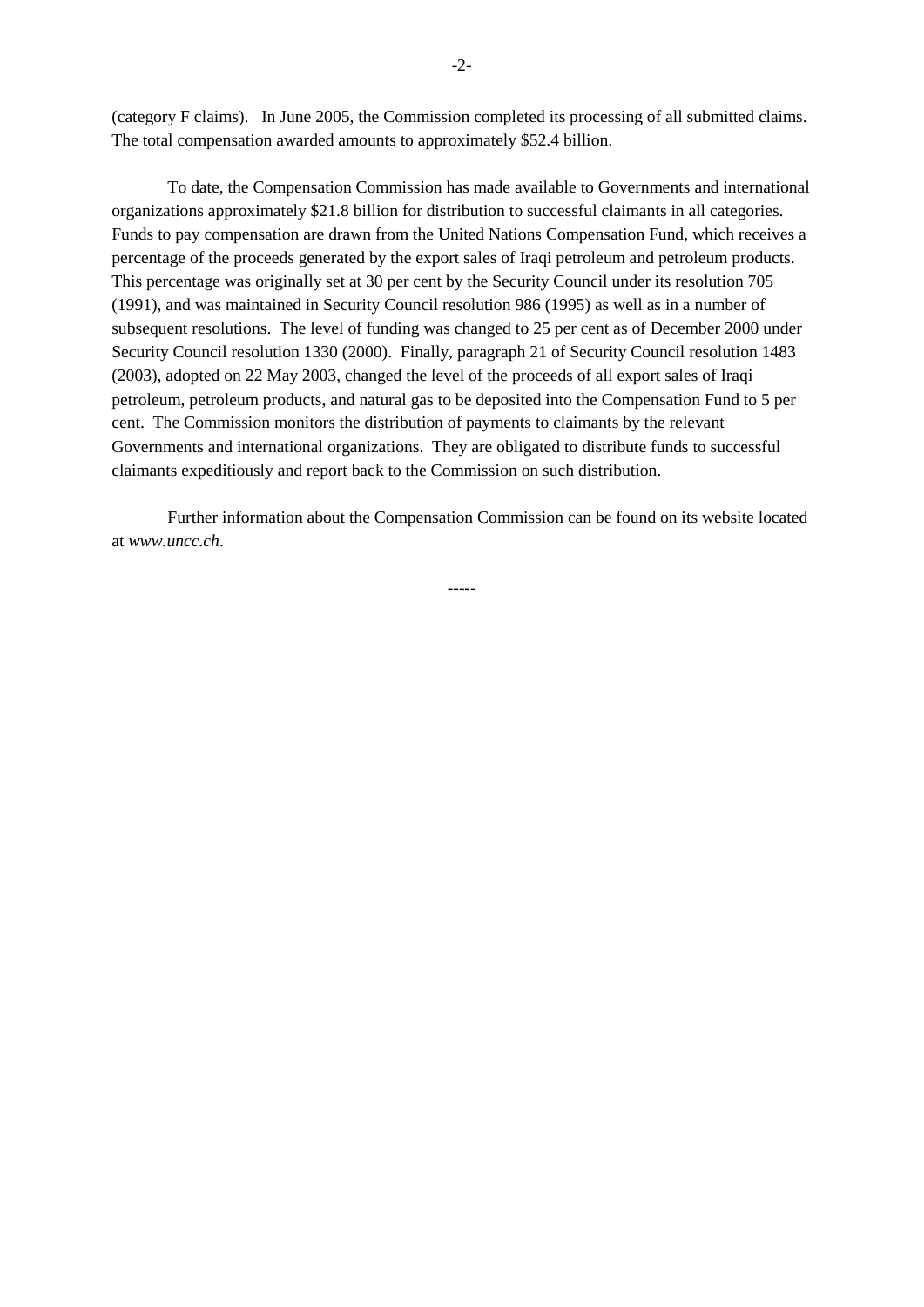(category F claims). In June 2005, the Commission completed its processing of all submitted claims. The total compensation awarded amounts to approximately $52.4 billion.

To date, the Compensation Commission has made available to Governments and international organizations approximately $21.8 billion for distribution to successful claimants in all categories. Funds to pay compensation are drawn from the United Nations Compensation Fund, which receives a percentage of the proceeds generated by the export sales of Iraqi petroleum and petroleum products. This percentage was originally set at 30 per cent by the Security Council under its resolution 705 (1991), and was maintained in Security Council resolution 986 (1995) as well as in a number of subsequent resolutions. The level of funding was changed to 25 per cent as of December 2000 under Security Council resolution 1330 (2000). Finally, paragraph 21 of Security Council resolution 1483 (2003), adopted on 22 May 2003, changed the level of the proceeds of all export sales of Iraqi petroleum, petroleum products, and natural gas to be deposited into the Compensation Fund to 5 per cent. The Commission monitors the distribution of payments to claimants by the relevant Governments and international organizations. They are obligated to distribute funds to successful claimants expeditiously and report back to the Commission on such distribution.

Further information about the Compensation Commission can be found on its website located at *www.uncc.ch*.

-----